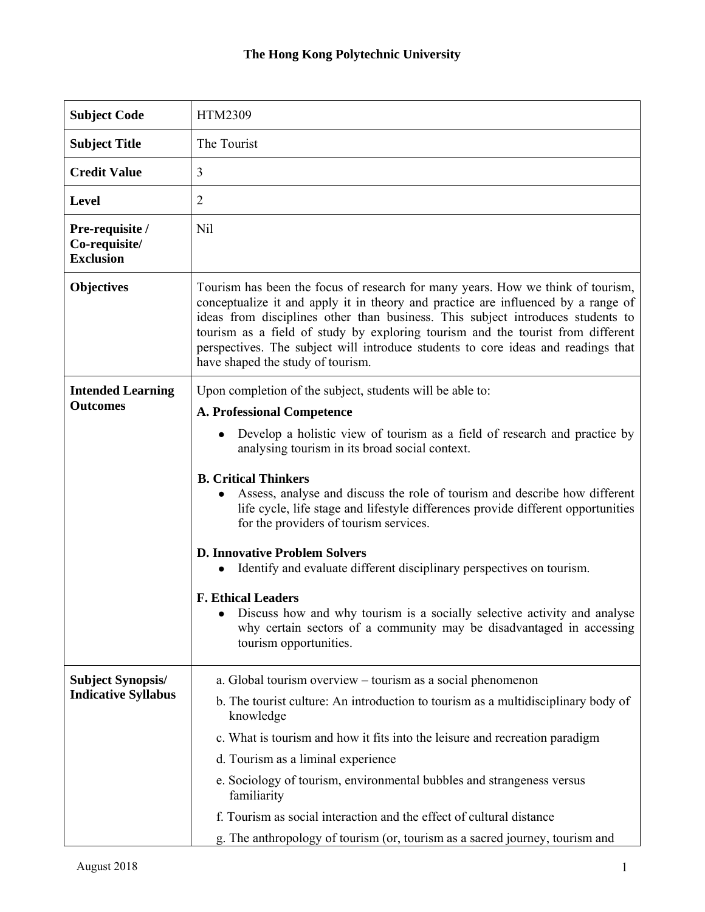# The Hong Kong Polytechnic University

| | |
|---|---|
| **Subject Code** | HTM2309 |
| **Subject Title** | The Tourist |
| **Credit Value** | 3 |
| **Level** | 2 |
| **Pre-requisite / Co-requisite/ Exclusion** | Nil |
| **Objectives** | Tourism has been the focus of research for many years. How we think of tourism, conceptualize it and apply it in theory and practice are influenced by a range of ideas from disciplines other than business. This subject introduces students to tourism as a field of study by exploring tourism and the tourist from different perspectives. The subject will introduce students to core ideas and readings that have shaped the study of tourism. |
| **Intended Learning Outcomes** | Upon completion of the subject, students will be able to:<br>**A. Professional Competence**<br>• Develop a holistic view of tourism as a field of research and practice by analysing tourism in its broad social context.<br><br>**B. Critical Thinkers**<br>• Assess, analyse and discuss the role of tourism and describe how different life cycle, life stage and lifestyle differences provide different opportunities for the providers of tourism services.<br><br>**D. Innovative Problem Solvers**<br>• Identify and evaluate different disciplinary perspectives on tourism.<br><br>**F. Ethical Leaders**<br>• Discuss how and why tourism is a socially selective activity and analyse why certain sectors of a community may be disadvantaged in accessing tourism opportunities. |
| **Subject Synopsis/ Indicative Syllabus** | a. Global tourism overview – tourism as a social phenomenon<br>b. The tourist culture: An introduction to tourism as a multidisciplinary body of knowledge<br>c. What is tourism and how it fits into the leisure and recreation paradigm<br>d. Tourism as a liminal experience<br>e. Sociology of tourism, environmental bubbles and strangeness versus familiarity<br>f. Tourism as social interaction and the effect of cultural distance<br>g. The anthropology of tourism (or, tourism as a sacred journey, tourism and |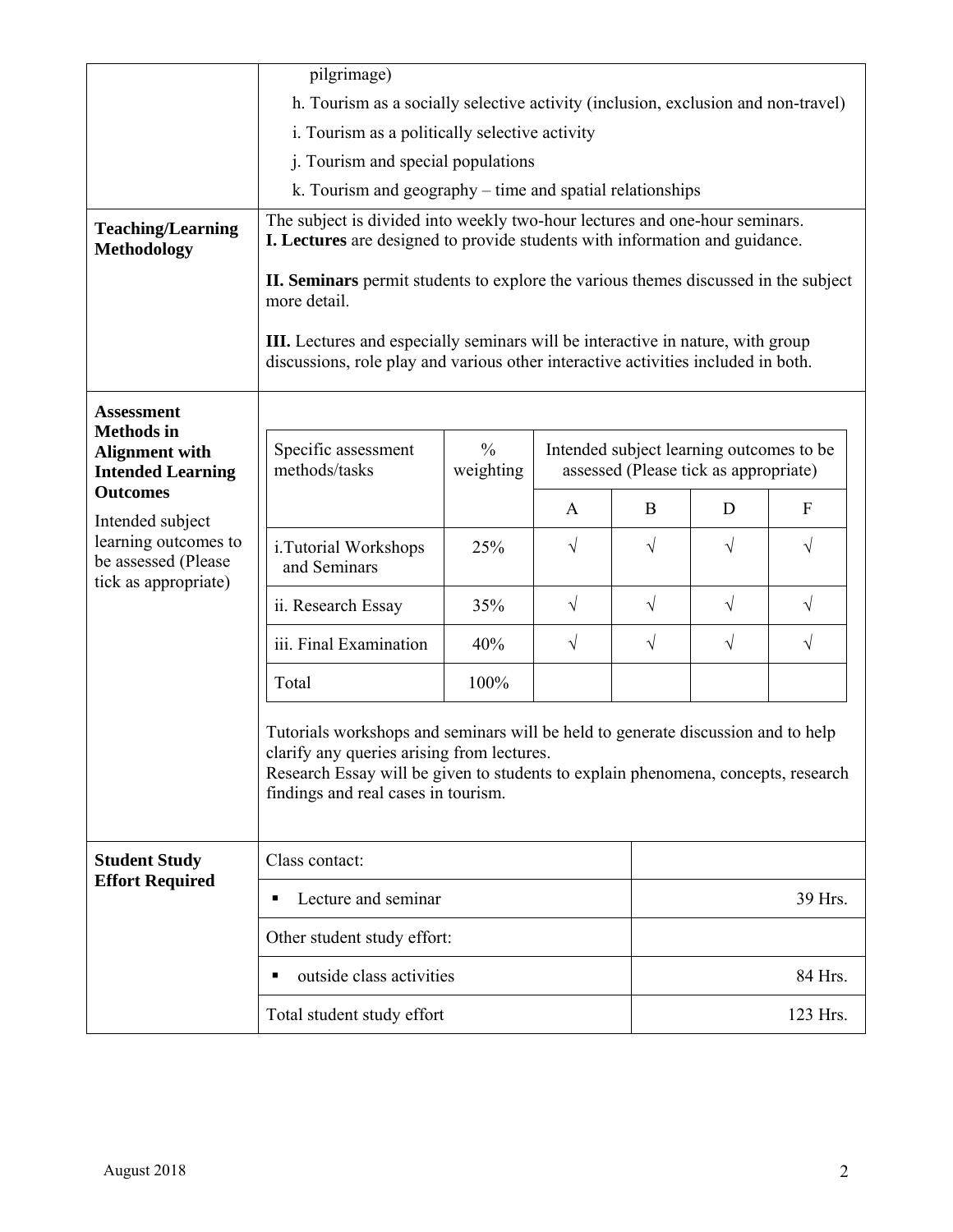| | |
|---|---|
| | pilgrimage)<br>h. Tourism as a socially selective activity (inclusion, exclusion and non-travel)<br>i. Tourism as a politically selective activity<br>j. Tourism and special populations<br>k. Tourism and geography – time and spatial relationships |
| **Teaching/Learning Methodology** | The subject is divided into weekly two-hour lectures and one-hour seminars.<br>**I. Lectures** are designed to provide students with information and guidance.<br><br>**II. Seminars** permit students to explore the various themes discussed in the subject more detail.<br><br>**III.** Lectures and especially seminars will be interactive in nature, with group discussions, role play and various other interactive activities included in both. |
| **Assessment Methods in Alignment with Intended Learning Outcomes**<br>Intended subject learning outcomes to be assessed (Please tick as appropriate) | (see table below) |

| Specific assessment methods/tasks | % weighting | Intended subject learning outcomes to be assessed (Please tick as appropriate) | | | |
|---|---|---|---|---|---|
| | | A | B | D | F |
| i.Tutorial Workshops and Seminars | 25% | √ | √ | √ | √ |
| ii. Research Essay | 35% | √ | √ | √ | √ |
| iii. Final Examination | 40% | √ | √ | √ | √ |
| Total | 100% | | | | |

Tutorials workshops and seminars will be held to generate discussion and to help clarify any queries arising from lectures.
Research Essay will be given to students to explain phenomena, concepts, research findings and real cases in tourism.

| **Student Study Effort Required** | | |
|---|---|---|
| | Class contact: | |
| | ▪ Lecture and seminar | 39 Hrs. |
| | Other student study effort: | |
| | ▪ outside class activities | 84 Hrs. |
| | Total student study effort | 123 Hrs. |

August 2018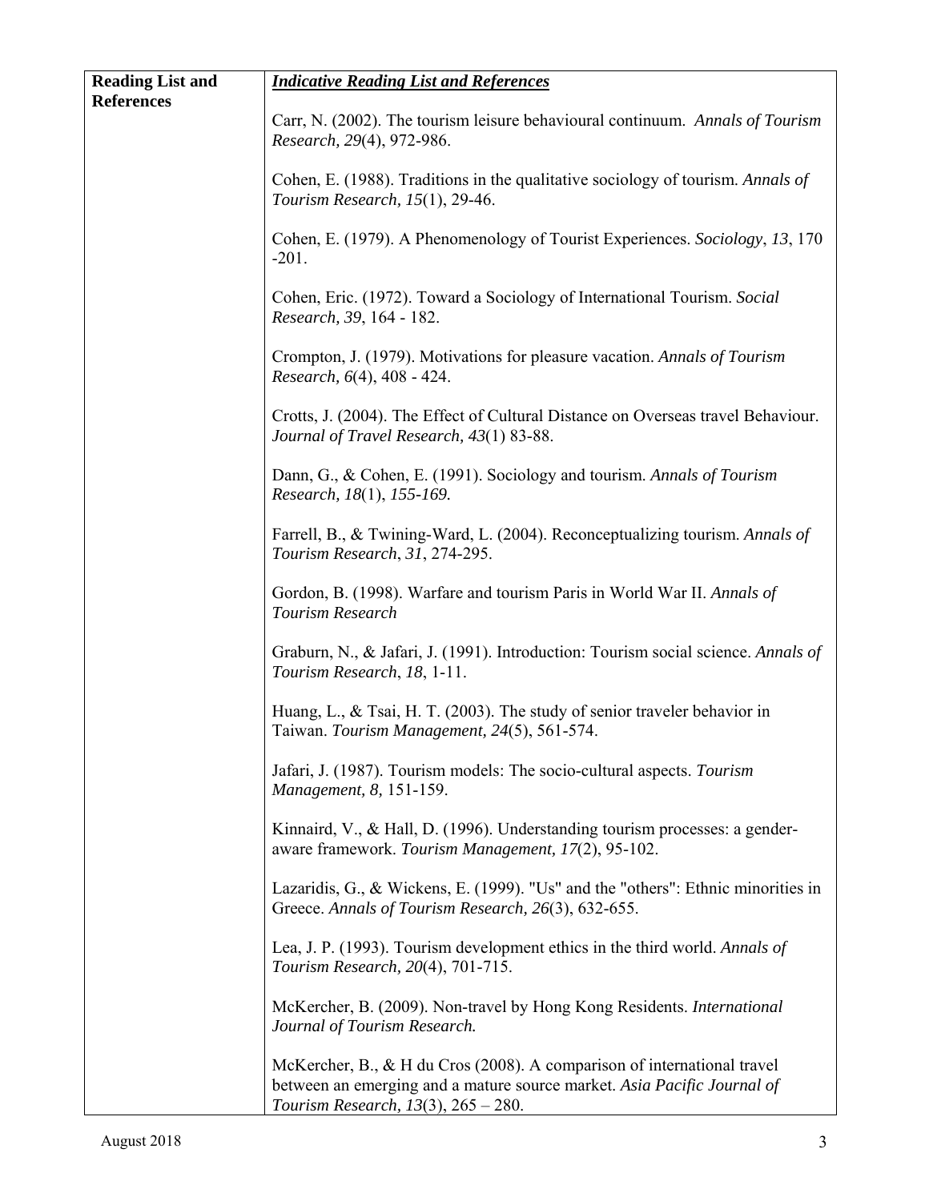| Reading List and References | *Indicative Reading List and References* |
|---|---|
| | Carr, N. (2002). The tourism leisure behavioural continuum. *Annals of Tourism Research, 29*(4), 972-986.<br><br>Cohen, E. (1988). Traditions in the qualitative sociology of tourism. *Annals of Tourism Research, 15*(1), 29-46.<br><br>Cohen, E. (1979). A Phenomenology of Tourist Experiences. *Sociology*, *13*, 170 -201.<br><br>Cohen, Eric. (1972). Toward a Sociology of International Tourism. *Social Research, 39*, 164 - 182.<br><br>Crompton, J. (1979). Motivations for pleasure vacation. *Annals of Tourism Research, 6*(4), 408 - 424.<br><br>Crotts, J. (2004). The Effect of Cultural Distance on Overseas travel Behaviour. *Journal of Travel Research, 43*(1) 83-88.<br><br>Dann, G., & Cohen, E. (1991). Sociology and tourism. *Annals of Tourism Research, 18*(1), *155-169.*<br><br>Farrell, B., & Twining-Ward, L. (2004). Reconceptualizing tourism. *Annals of Tourism Research*, *31*, 274-295.<br><br>Gordon, B. (1998). Warfare and tourism Paris in World War II. *Annals of Tourism Research*<br><br>Graburn, N., & Jafari, J. (1991). Introduction: Tourism social science. *Annals of Tourism Research*, *18*, 1-11.<br><br>Huang, L., & Tsai, H. T. (2003). The study of senior traveler behavior in Taiwan. *Tourism Management, 24*(5), 561-574.<br><br>Jafari, J. (1987). Tourism models: The socio-cultural aspects. *Tourism Management, 8,* 151-159.<br><br>Kinnaird, V., & Hall, D. (1996). Understanding tourism processes: a gender-aware framework. *Tourism Management, 17*(2), 95-102.<br><br>Lazaridis, G., & Wickens, E. (1999). "Us" and the "others": Ethnic minorities in Greece. *Annals of Tourism Research, 26*(3), 632-655.<br><br>Lea, J. P. (1993). Tourism development ethics in the third world. *Annals of Tourism Research, 20*(4), 701-715.<br><br>McKercher, B. (2009). Non-travel by Hong Kong Residents. *International Journal of Tourism Research.*<br><br>McKercher, B., & H du Cros (2008). A comparison of international travel between an emerging and a mature source market. *Asia Pacific Journal of Tourism Research, 13*(3), 265 – 280. |

August 2018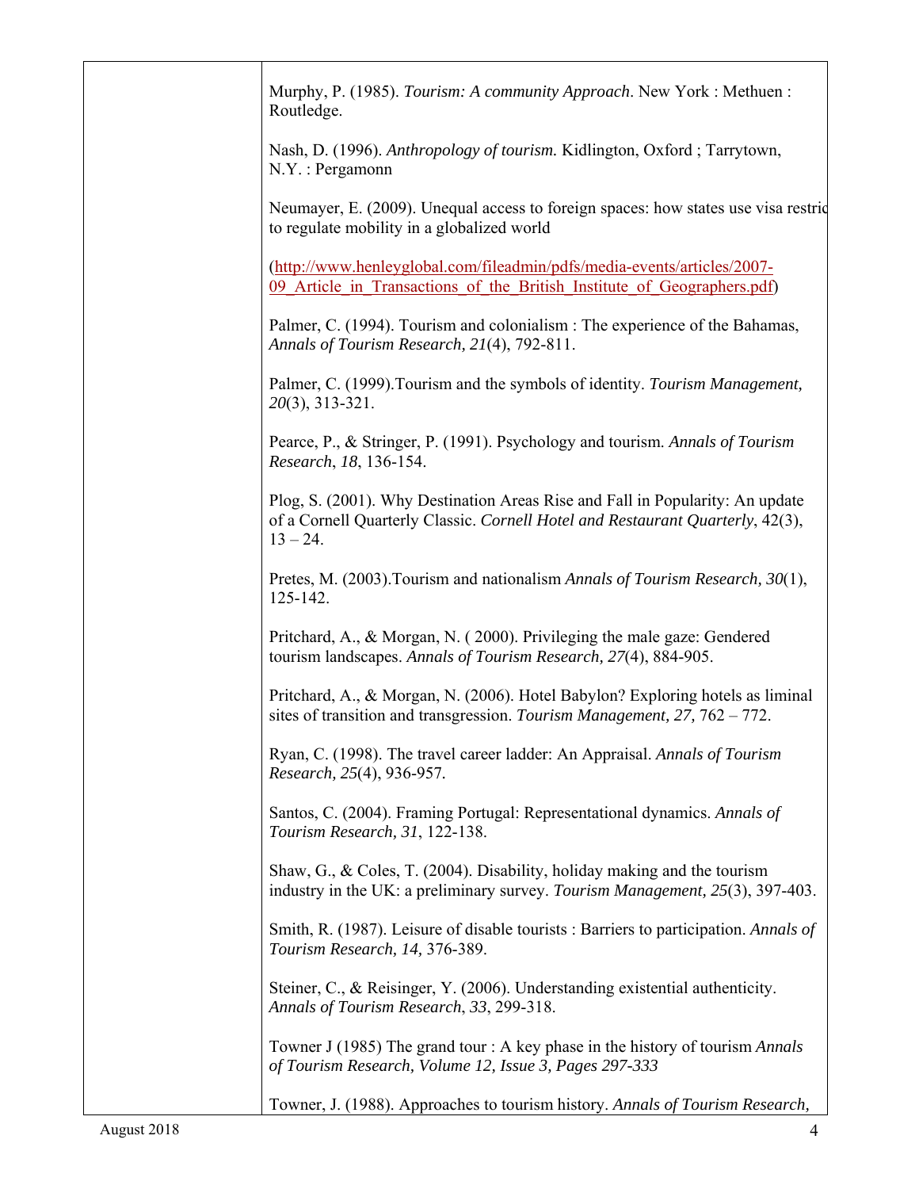Murphy, P. (1985). *Tourism: A community Approach*. New York : Methuen : Routledge.

Nash, D. (1996). *Anthropology of tourism.* Kidlington, Oxford ; Tarrytown, N.Y. : Pergamonn

Neumayer, E. (2009). Unequal access to foreign spaces: how states use visa restric to regulate mobility in a globalized world

(http://www.henleyglobal.com/fileadmin/pdfs/media-events/articles/2007-09_Article_in_Transactions_of_the_British_Institute_of_Geographers.pdf)

Palmer, C. (1994). Tourism and colonialism : The experience of the Bahamas, *Annals of Tourism Research, 21*(4), 792-811.

Palmer, C. (1999).Tourism and the symbols of identity. *Tourism Management, 20*(3), 313-321.

Pearce, P., & Stringer, P. (1991). Psychology and tourism. *Annals of Tourism Research*, *18*, 136-154.

Plog, S. (2001). Why Destination Areas Rise and Fall in Popularity: An update of a Cornell Quarterly Classic. *Cornell Hotel and Restaurant Quarterly*, 42(3), 13 – 24.

Pretes, M. (2003).Tourism and nationalism *Annals of Tourism Research, 30*(1), 125-142.

Pritchard, A., & Morgan, N. ( 2000). Privileging the male gaze: Gendered tourism landscapes. *Annals of Tourism Research, 27*(4), 884-905.

Pritchard, A., & Morgan, N. (2006). Hotel Babylon? Exploring hotels as liminal sites of transition and transgression. *Tourism Management, 27,* 762 – 772.

Ryan, C. (1998). The travel career ladder: An Appraisal. *Annals of Tourism Research, 25*(4), 936-957*.*

Santos, C. (2004). Framing Portugal: Representational dynamics. *Annals of Tourism Research, 31*, 122-138.

Shaw, G., & Coles, T. (2004). Disability, holiday making and the tourism industry in the UK: a preliminary survey. *Tourism Management, 25*(3), 397-403.

Smith, R. (1987). Leisure of disable tourists : Barriers to participation. *Annals of Tourism Research, 14,* 376-389.

Steiner, C., & Reisinger, Y. (2006). Understanding existential authenticity. *Annals of Tourism Research*, *33*, 299-318.

Towner J (1985) The grand tour : A key phase in the history of tourism *Annals of Tourism Research, Volume 12, Issue 3, Pages 297-333*

Towner, J. (1988). Approaches to tourism history. *Annals of Tourism Research,*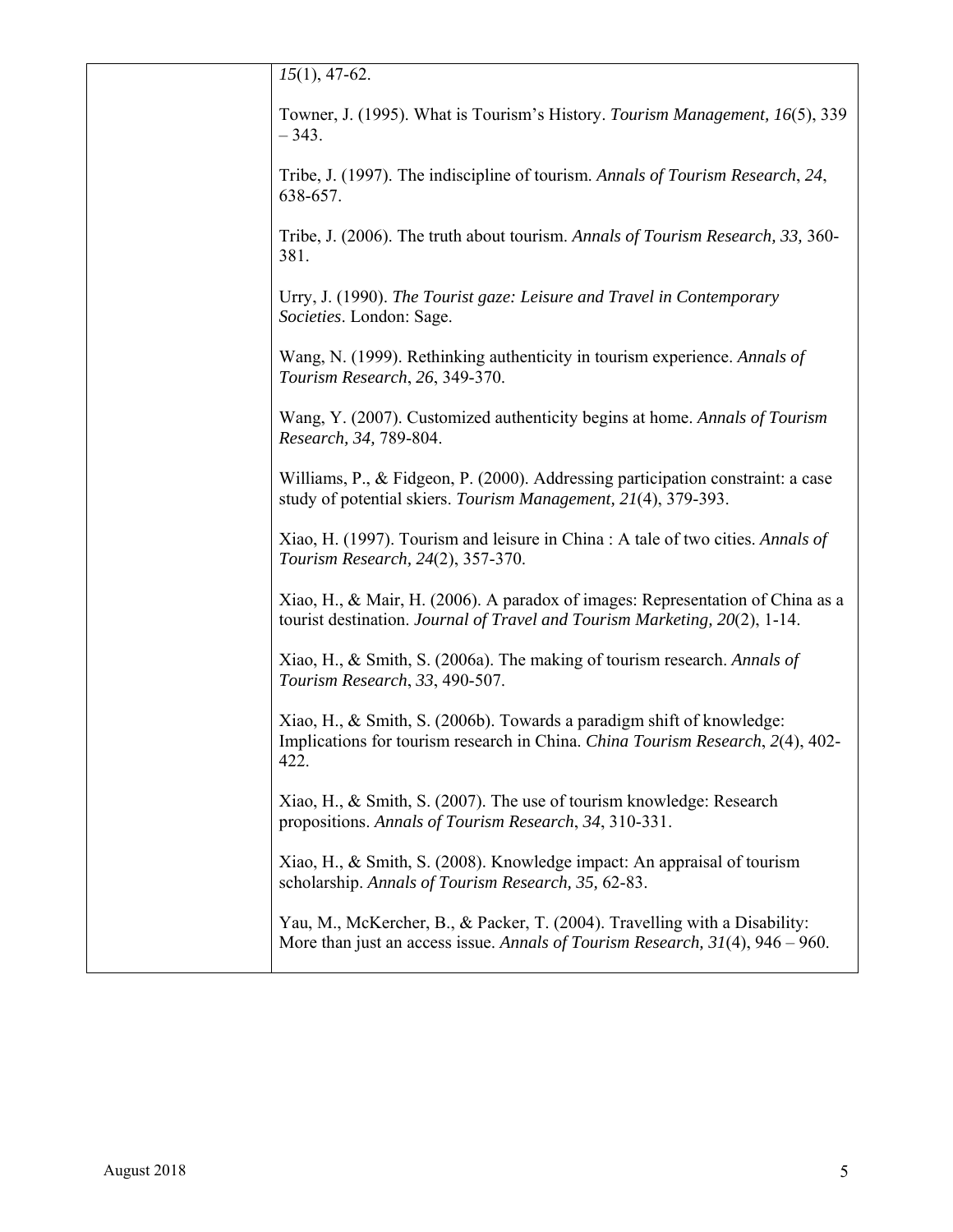| | |
| --- | --- |
| | *15*(1), 47-62.<br><br>Towner, J. (1995). What is Tourism's History. *Tourism Management, 16*(5), 339 – 343.<br><br>Tribe, J. (1997). The indiscipline of tourism. *Annals of Tourism Research*, *24*, 638-657.<br><br>Tribe, J. (2006). The truth about tourism. *Annals of Tourism Research, 33,* 360-381.<br><br>Urry, J. (1990). *The Tourist gaze: Leisure and Travel in Contemporary Societies*. London: Sage.<br><br>Wang, N. (1999). Rethinking authenticity in tourism experience. *Annals of Tourism Research*, *26*, 349-370.<br><br>Wang, Y. (2007). Customized authenticity begins at home. *Annals of Tourism Research, 34,* 789-804.<br><br>Williams, P., & Fidgeon, P. (2000). Addressing participation constraint: a case study of potential skiers. *Tourism Management, 21*(4), 379-393.<br><br>Xiao, H. (1997). Tourism and leisure in China : A tale of two cities. *Annals of Tourism Research, 24*(2), 357-370.<br><br>Xiao, H., & Mair, H. (2006). A paradox of images: Representation of China as a tourist destination. *Journal of Travel and Tourism Marketing, 20*(2), 1-14.<br><br>Xiao, H., & Smith, S. (2006a). The making of tourism research. *Annals of Tourism Research*, *33*, 490-507.<br><br>Xiao, H., & Smith, S. (2006b). Towards a paradigm shift of knowledge: Implications for tourism research in China. *China Tourism Research*, *2*(4), 402-422.<br><br>Xiao, H., & Smith, S. (2007). The use of tourism knowledge: Research propositions. *Annals of Tourism Research*, *34*, 310-331.<br><br>Xiao, H., & Smith, S. (2008). Knowledge impact: An appraisal of tourism scholarship. *Annals of Tourism Research, 35,* 62-83.<br><br>Yau, M., McKercher, B., & Packer, T. (2004). Travelling with a Disability: More than just an access issue. *Annals of Tourism Research, 31*(4), 946 – 960. |

August 2018